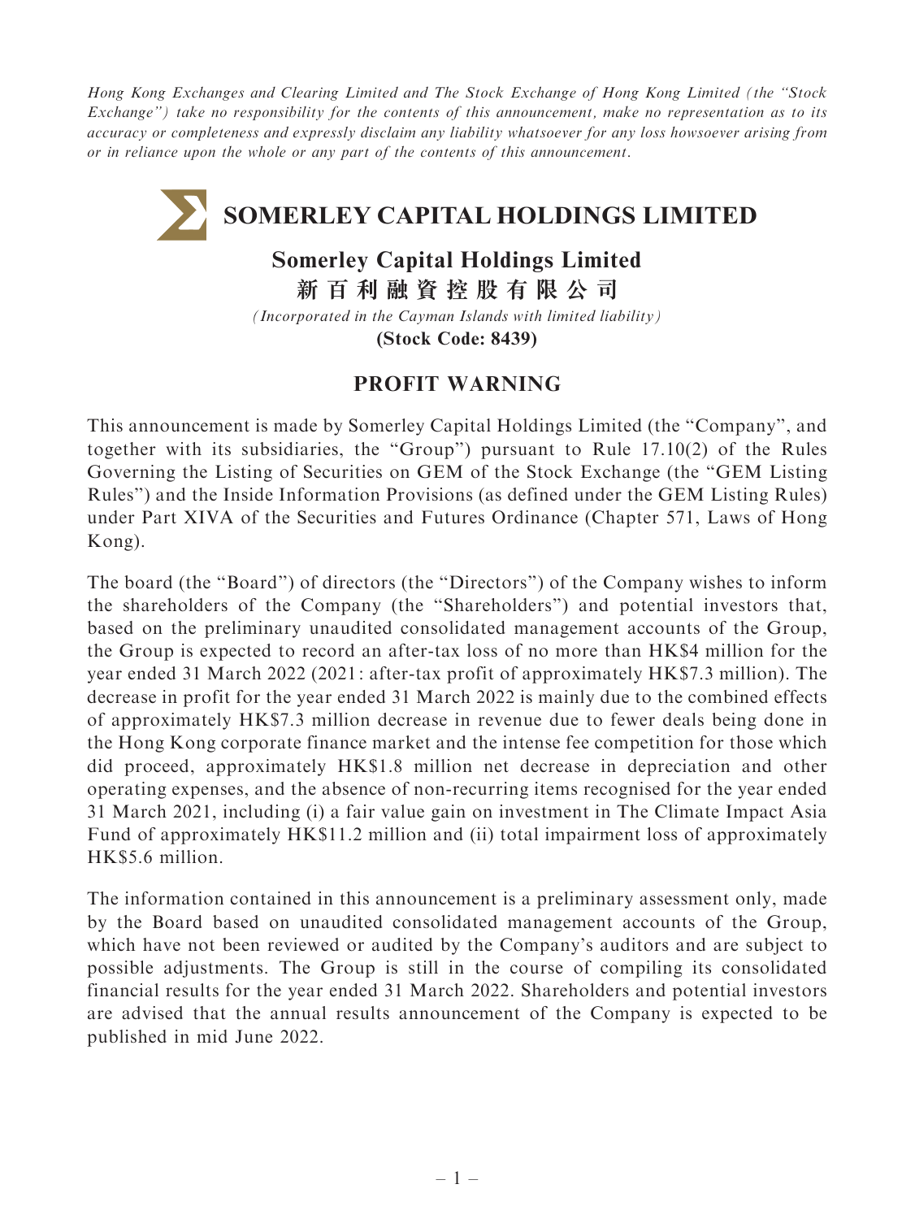*Hong Kong Exchanges and Clearing Limited and The Stock Exchange of Hong Kong Limited (the "Stock Exchange") take no responsibility for the contents of this announcement, make no representation as to its accuracy or completeness and expressly disclaim any liability whatsoever for any loss howsoever arising from or in reliance upon the whole or any part of the contents of this announcement.*

# SOMERLEY CAPITAL HOLDINGS LIMITED

## Somerley Capital Holdings Limited
## 新百利融資控股有限公司

*(Incorporated in the Cayman Islands with limited liability)*

**(Stock Code: 8439)**

## PROFIT WARNING

This announcement is made by Somerley Capital Holdings Limited (the "Company", and together with its subsidiaries, the "Group") pursuant to Rule 17.10(2) of the Rules Governing the Listing of Securities on GEM of the Stock Exchange (the "GEM Listing Rules") and the Inside Information Provisions (as defined under the GEM Listing Rules) under Part XIVA of the Securities and Futures Ordinance (Chapter 571, Laws of Hong Kong).

The board (the "Board") of directors (the "Directors") of the Company wishes to inform the shareholders of the Company (the "Shareholders") and potential investors that, based on the preliminary unaudited consolidated management accounts of the Group, the Group is expected to record an after-tax loss of no more than HK$4 million for the year ended 31 March 2022 (2021: after-tax profit of approximately HK$7.3 million). The decrease in profit for the year ended 31 March 2022 is mainly due to the combined effects of approximately HK$7.3 million decrease in revenue due to fewer deals being done in the Hong Kong corporate finance market and the intense fee competition for those which did proceed, approximately HK$1.8 million net decrease in depreciation and other operating expenses, and the absence of non-recurring items recognised for the year ended 31 March 2021, including (i) a fair value gain on investment in The Climate Impact Asia Fund of approximately HK$11.2 million and (ii) total impairment loss of approximately HK$5.6 million.

The information contained in this announcement is a preliminary assessment only, made by the Board based on unaudited consolidated management accounts of the Group, which have not been reviewed or audited by the Company's auditors and are subject to possible adjustments. The Group is still in the course of compiling its consolidated financial results for the year ended 31 March 2022. Shareholders and potential investors are advised that the annual results announcement of the Company is expected to be published in mid June 2022.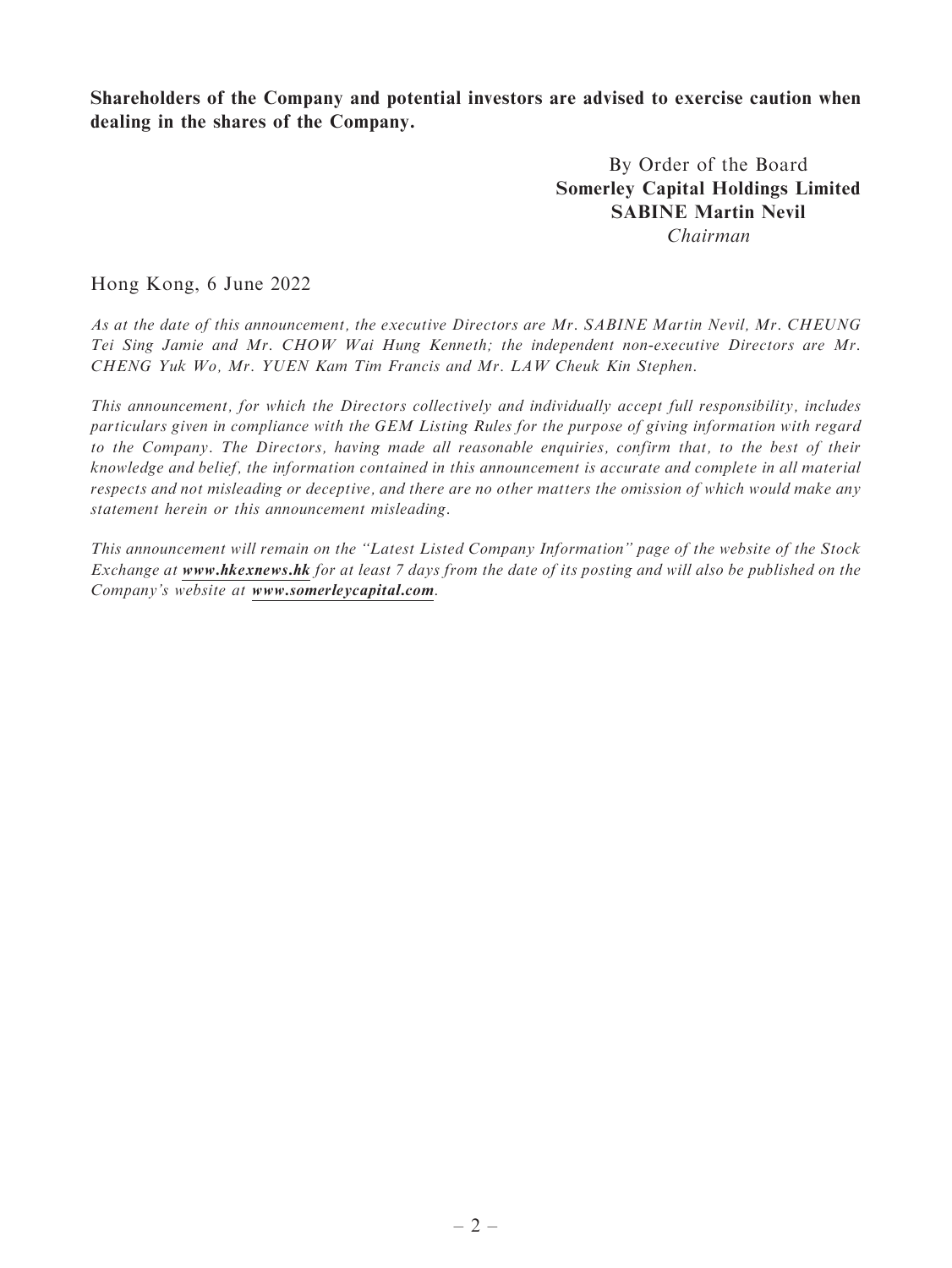**Shareholders of the Company and potential investors are advised to exercise caution when dealing in the shares of the Company.**

By Order of the Board
**Somerley Capital Holdings Limited**
**SABINE Martin Nevil**
*Chairman*

Hong Kong, 6 June 2022

*As at the date of this announcement, the executive Directors are Mr. SABINE Martin Nevil, Mr. CHEUNG Tei Sing Jamie and Mr. CHOW Wai Hung Kenneth; the independent non-executive Directors are Mr. CHENG Yuk Wo, Mr. YUEN Kam Tim Francis and Mr. LAW Cheuk Kin Stephen.*

*This announcement, for which the Directors collectively and individually accept full responsibility, includes particulars given in compliance with the GEM Listing Rules for the purpose of giving information with regard to the Company. The Directors, having made all reasonable enquiries, confirm that, to the best of their knowledge and belief, the information contained in this announcement is accurate and complete in all material respects and not misleading or deceptive, and there are no other matters the omission of which would make any statement herein or this announcement misleading.*

*This announcement will remain on the "Latest Listed Company Information" page of the website of the Stock Exchange at* ***www.hkexnews.hk*** *for at least 7 days from the date of its posting and will also be published on the Company's website at* ***www.somerleycapital.com****.*